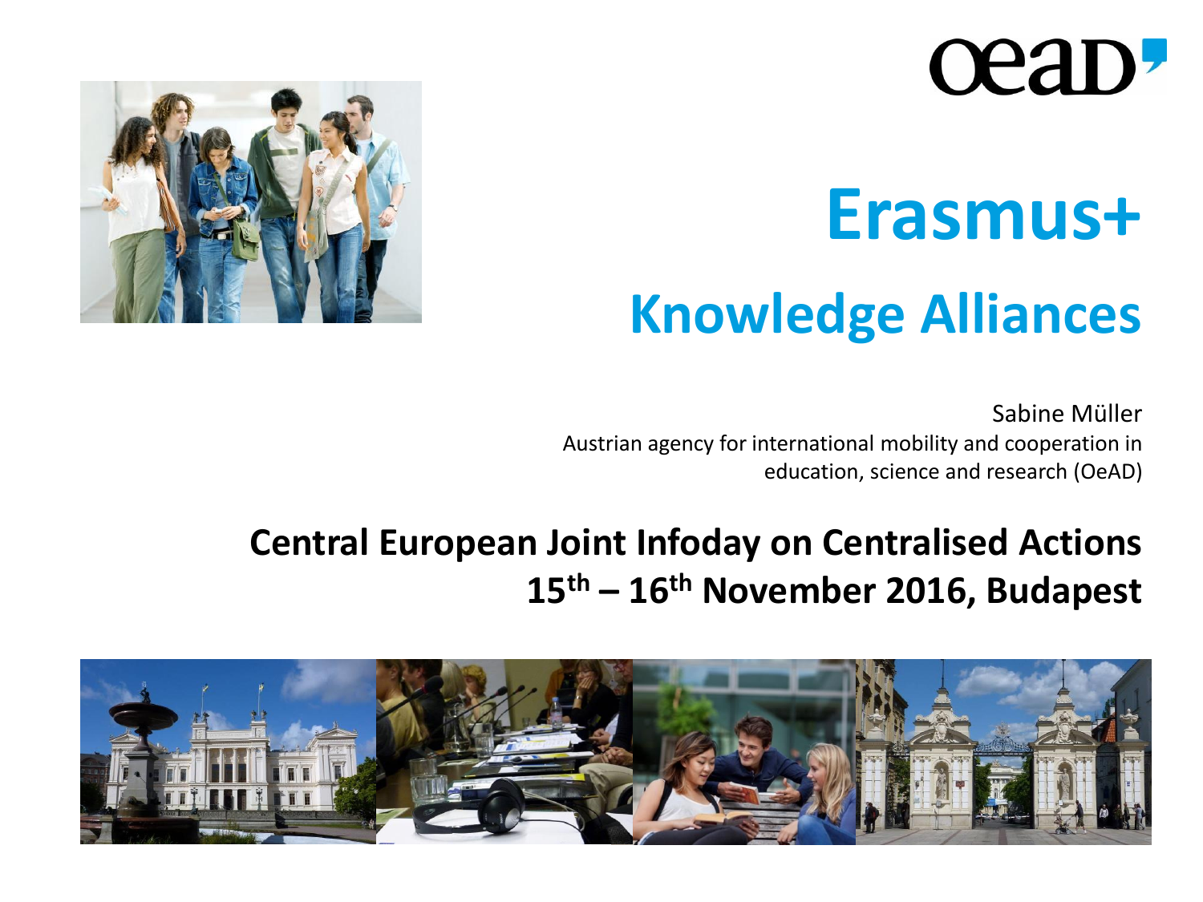oead

# Erasmus+

## Knowledge Alliances

Sabine Müller
Austrian agency for international mobility and cooperation in education, science and research (OeAD)

**Central European Joint Infoday on Centralised Actions**
**15th – 16th November 2016, Budapest**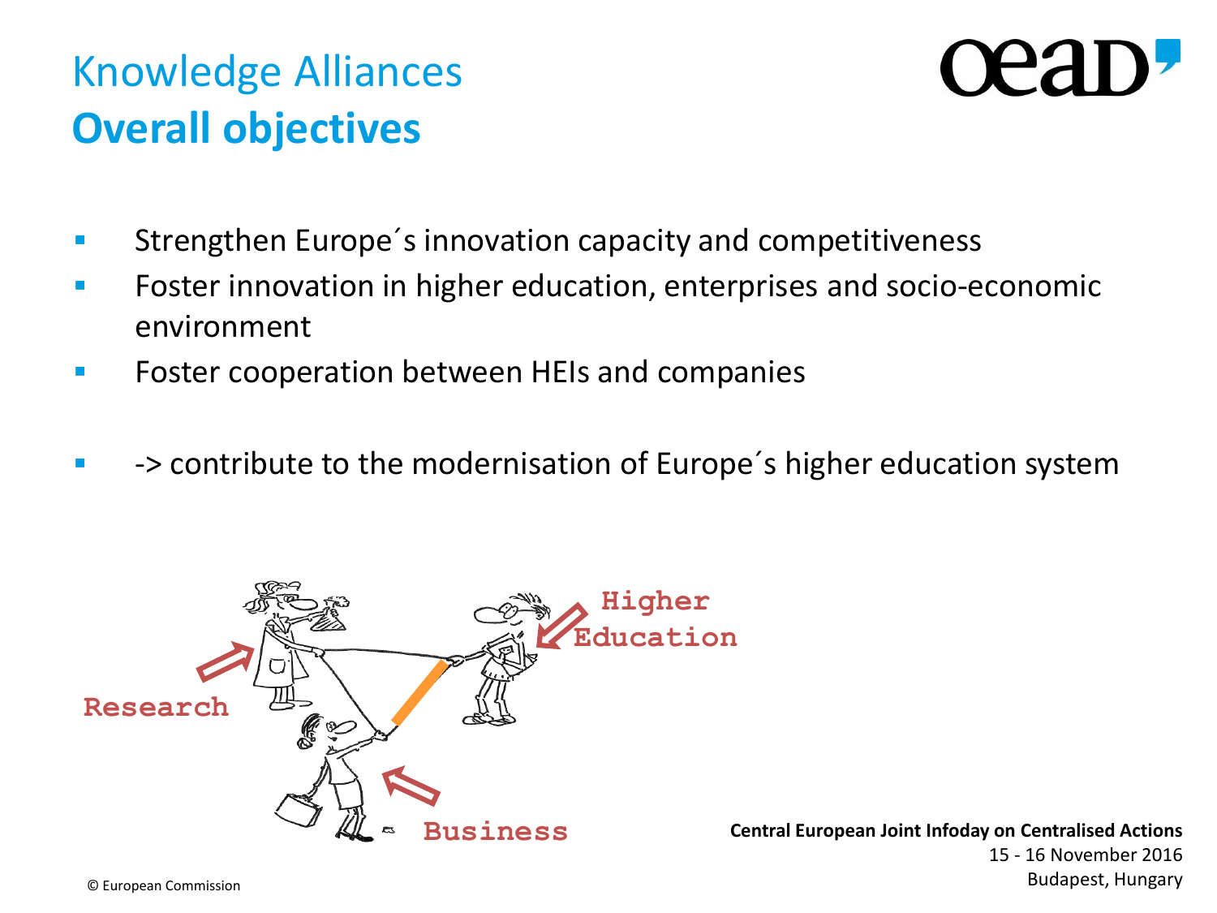# Knowledge Alliances
## Overall objectives

- Strengthen Europe´s innovation capacity and competitiveness
- Foster innovation in higher education, enterprises and socio-economic environment
- Foster cooperation between HEIs and companies

- -> contribute to the modernisation of Europe´s higher education system

Research

Higher Education

Business

© European Commission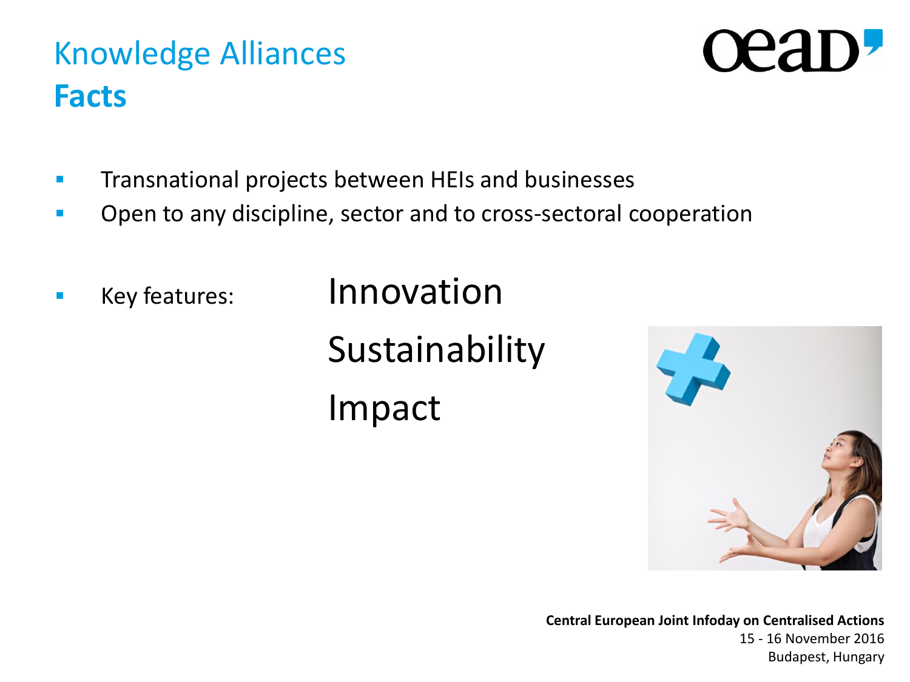# Knowledge Alliances
## Facts

- Transnational projects between HEIs and businesses
- Open to any discipline, sector and to cross-sectoral cooperation
- Key features:
  - Innovation
  - Sustainability
  - Impact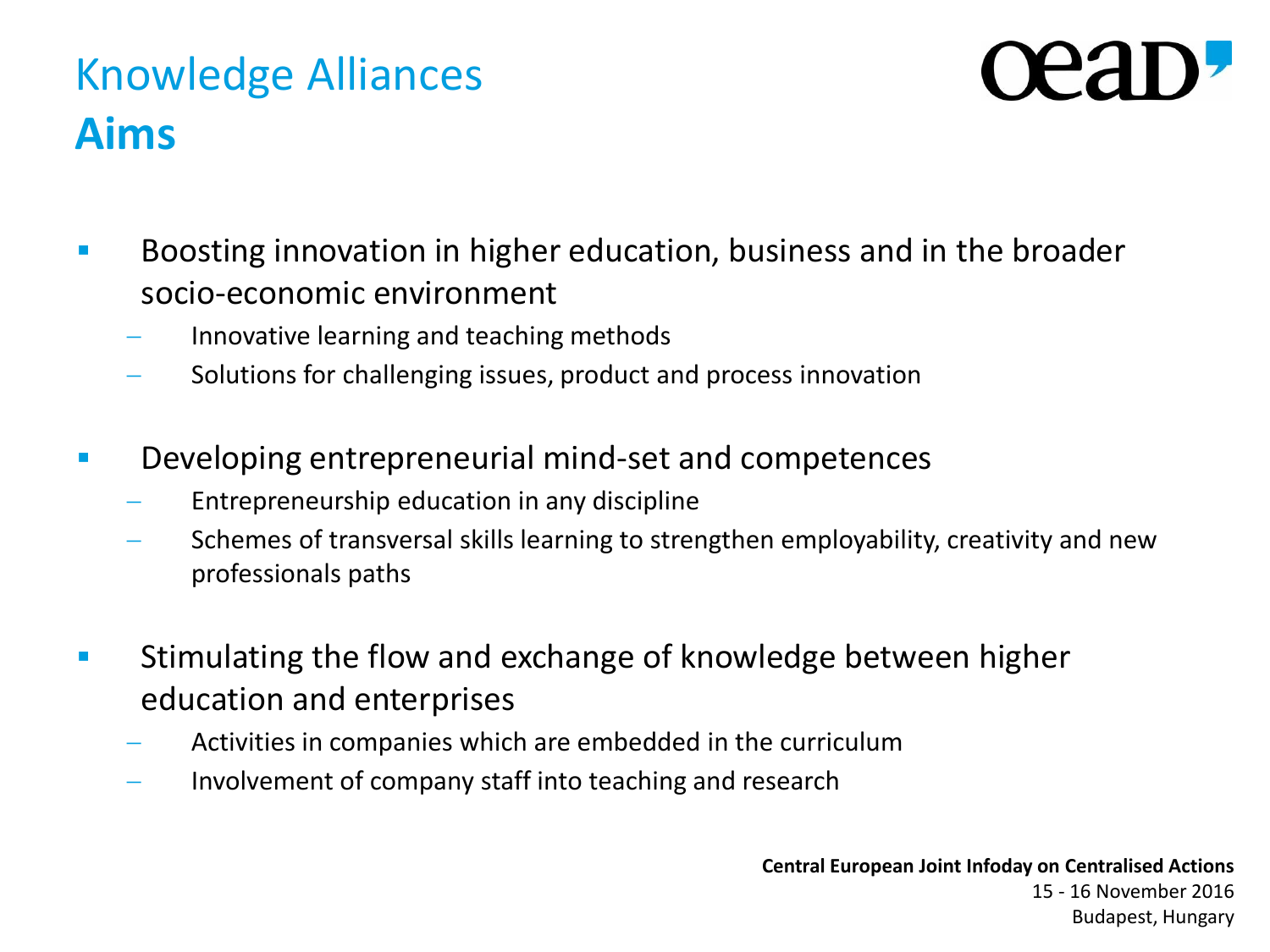# Knowledge Alliances

## Aims

- Boosting innovation in higher education, business and in the broader socio-economic environment
  - Innovative learning and teaching methods
  - Solutions for challenging issues, product and process innovation
- Developing entrepreneurial mind-set and competences
  - Entrepreneurship education in any discipline
  - Schemes of transversal skills learning to strengthen employability, creativity and new professionals paths
- Stimulating the flow and exchange of knowledge between higher education and enterprises
  - Activities in companies which are embedded in the curriculum
  - Involvement of company staff into teaching and research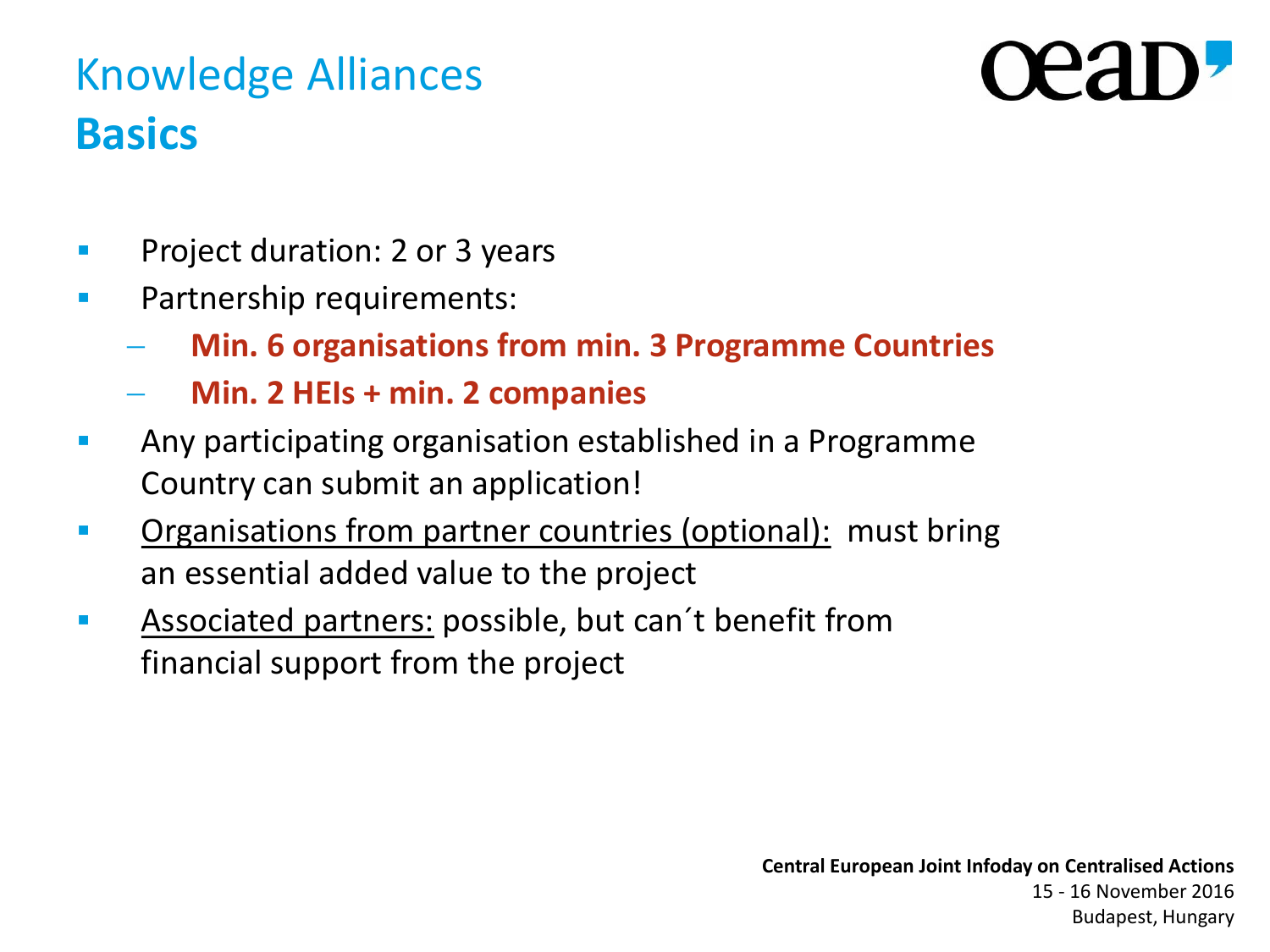# Knowledge Alliances
## **Basics**

- Project duration: 2 or 3 years
- Partnership requirements:
  - **Min. 6 organisations from min. 3 Programme Countries**
  - **Min. 2 HEIs + min. 2 companies**
- Any participating organisation established in a Programme Country can submit an application!
- Organisations from partner countries (optional): must bring an essential added value to the project
- Associated partners: possible, but can´t benefit from financial support from the project

**Central European Joint Infoday on Centralised Actions**
15 - 16 November 2016
Budapest, Hungary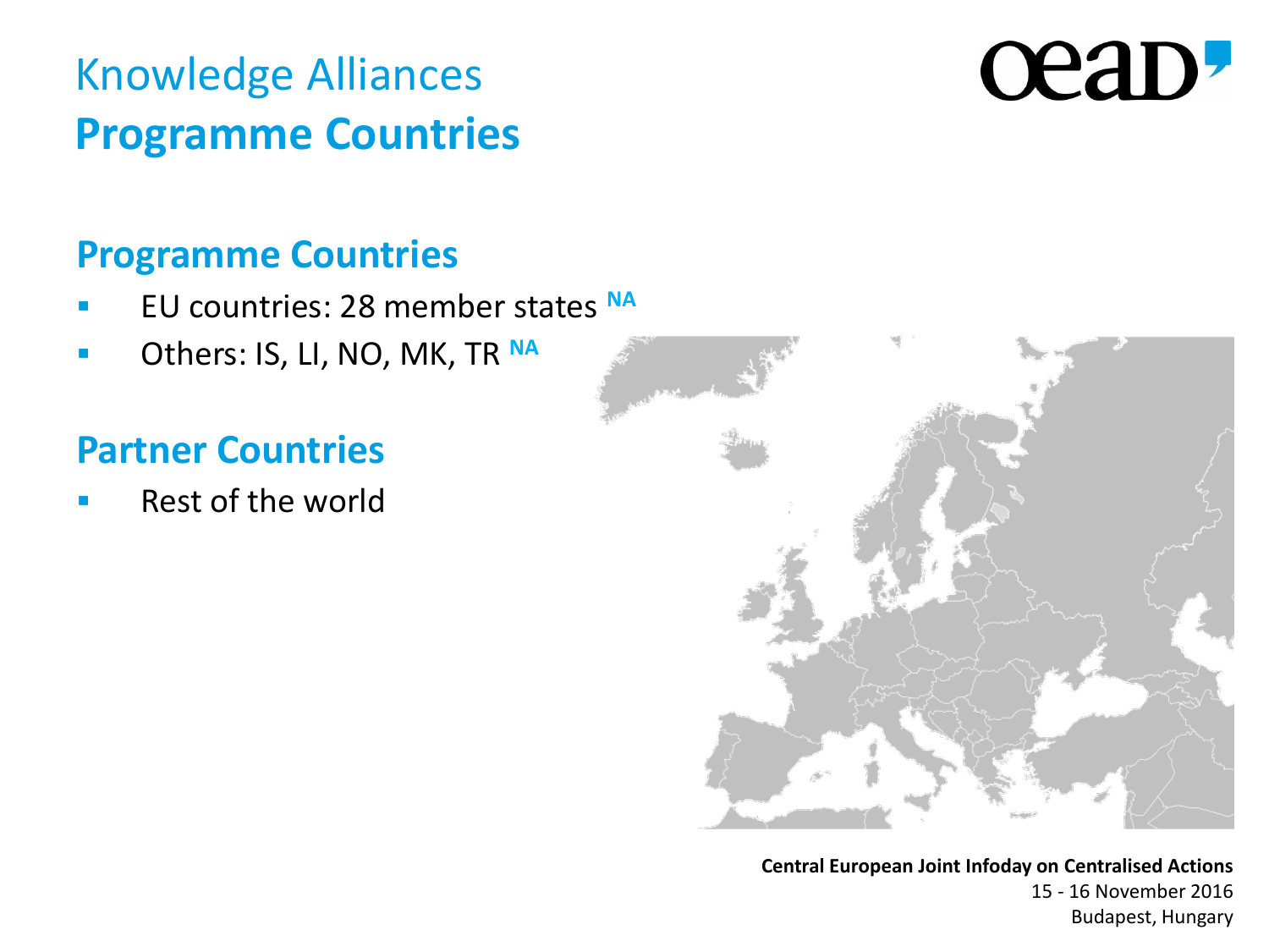# Knowledge Alliances
## Programme Countries

### Programme Countries

- EU countries: 28 member states NA
- Others: IS, LI, NO, MK, TR NA

### Partner Countries

- Rest of the world

**Central European Joint Infoday on Centralised Actions**
15 - 16 November 2016
Budapest, Hungary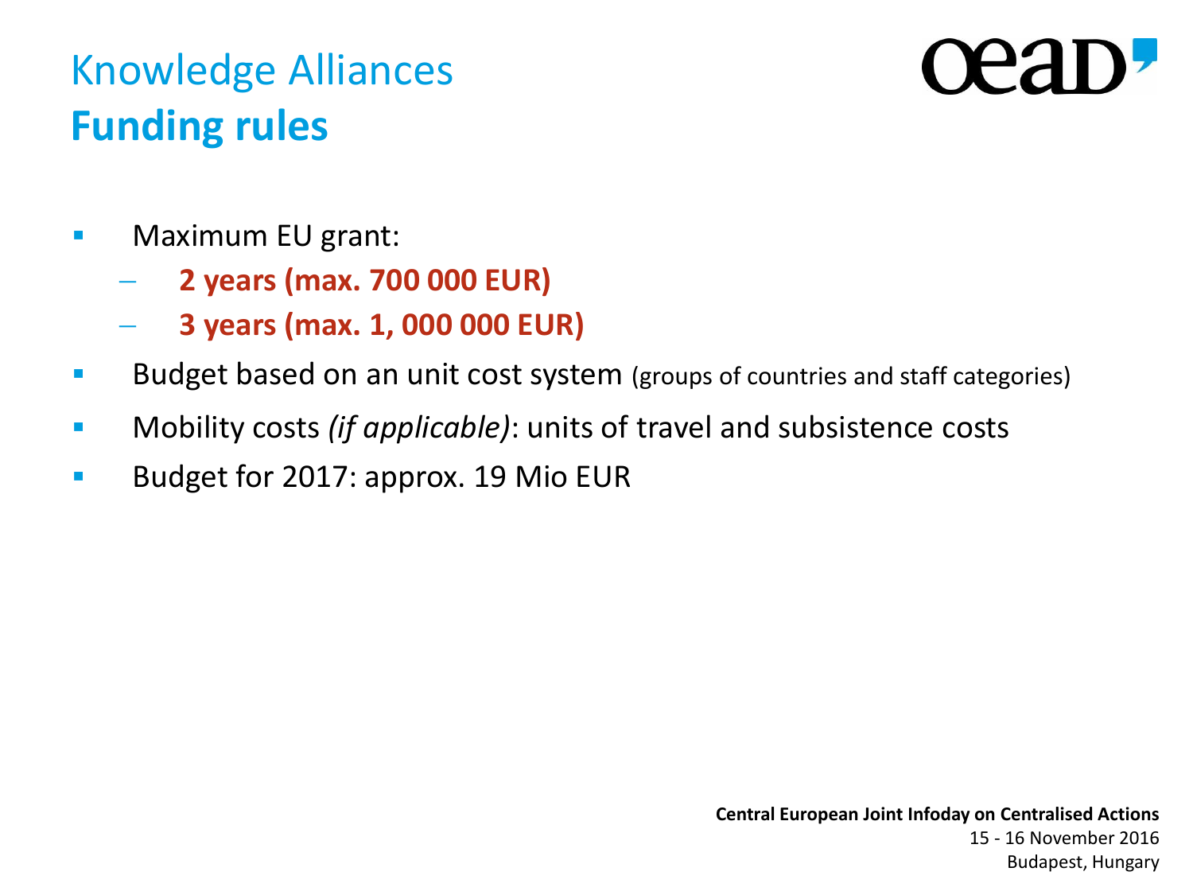# Knowledge Alliances
## Funding rules

- Maximum EU grant:
  - **2 years (max. 700 000 EUR)**
  - **3 years (max. 1, 000 000 EUR)**
- Budget based on an unit cost system (groups of countries and staff categories)
- Mobility costs *(if applicable)*: units of travel and subsistence costs
- Budget for 2017: approx. 19 Mio EUR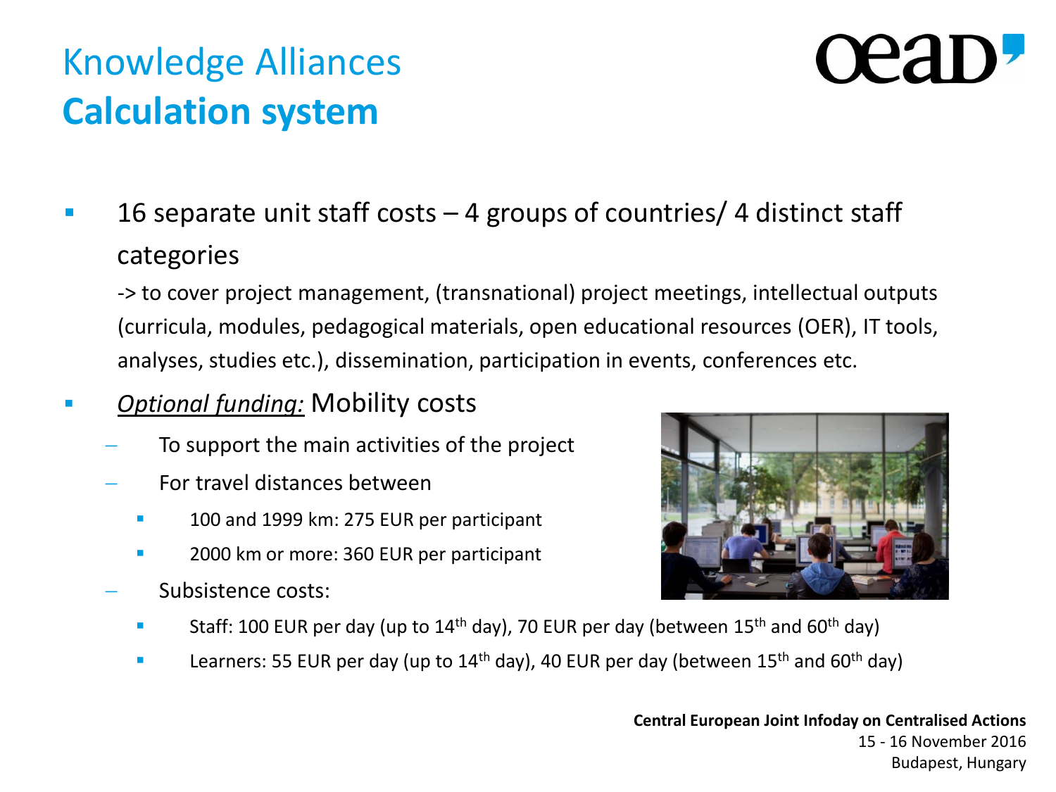# Knowledge Alliances
## Calculation system

- 16 separate unit staff costs – 4 groups of countries/ 4 distinct staff categories

  -> to cover project management, (transnational) project meetings, intellectual outputs (curricula, modules, pedagogical materials, open educational resources (OER), IT tools, analyses, studies etc.), dissemination, participation in events, conferences etc.

- *Optional funding:* Mobility costs
  - To support the main activities of the project
  - For travel distances between
    - 100 and 1999 km: 275 EUR per participant
    - 2000 km or more: 360 EUR per participant
  - Subsistence costs:
    - Staff: 100 EUR per day (up to 14th day), 70 EUR per day (between 15th and 60th day)
    - Learners: 55 EUR per day (up to 14th day), 40 EUR per day (between 15th and 60th day)

**Central European Joint Infoday on Centralised Actions**
15 - 16 November 2016
Budapest, Hungary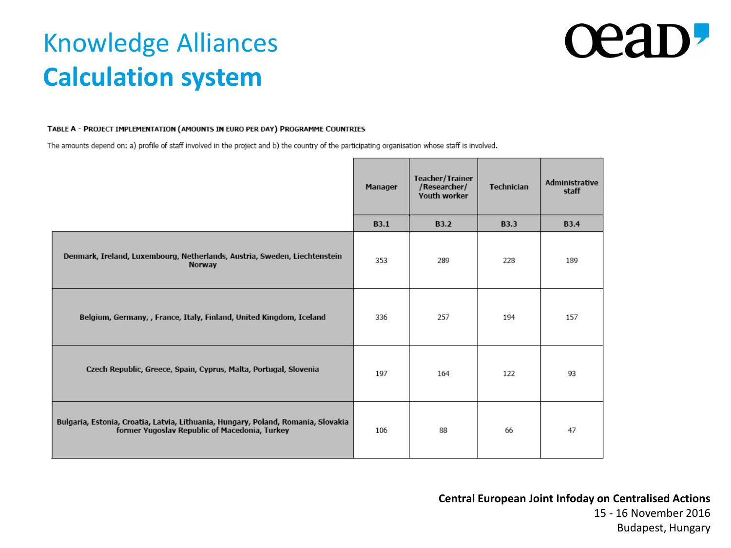# Knowledge Alliances
## Calculation system

**TABLE A - PROJECT IMPLEMENTATION (AMOUNTS IN EURO PER DAY) PROGRAMME COUNTRIES**

The amounts depend on: a) profile of staff involved in the project and b) the country of the participating organisation whose staff is involved.

| | Manager | Teacher/Trainer /Researcher/ Youth worker | Technician | Administrative staff |
|---|---|---|---|---|
| | B3.1 | B3.2 | B3.3 | B3.4 |
| Denmark, Ireland, Luxembourg, Netherlands, Austria, Sweden, Liechtenstein Norway | 353 | 289 | 228 | 189 |
| Belgium, Germany, , France, Italy, Finland, United Kingdom, Iceland | 336 | 257 | 194 | 157 |
| Czech Republic, Greece, Spain, Cyprus, Malta, Portugal, Slovenia | 197 | 164 | 122 | 93 |
| Bulgaria, Estonia, Croatia, Latvia, Lithuania, Hungary, Poland, Romania, Slovakia former Yugoslav Republic of Macedonia, Turkey | 106 | 88 | 66 | 47 |

**Central European Joint Infoday on Centralised Actions**
15 - 16 November 2016
Budapest, Hungary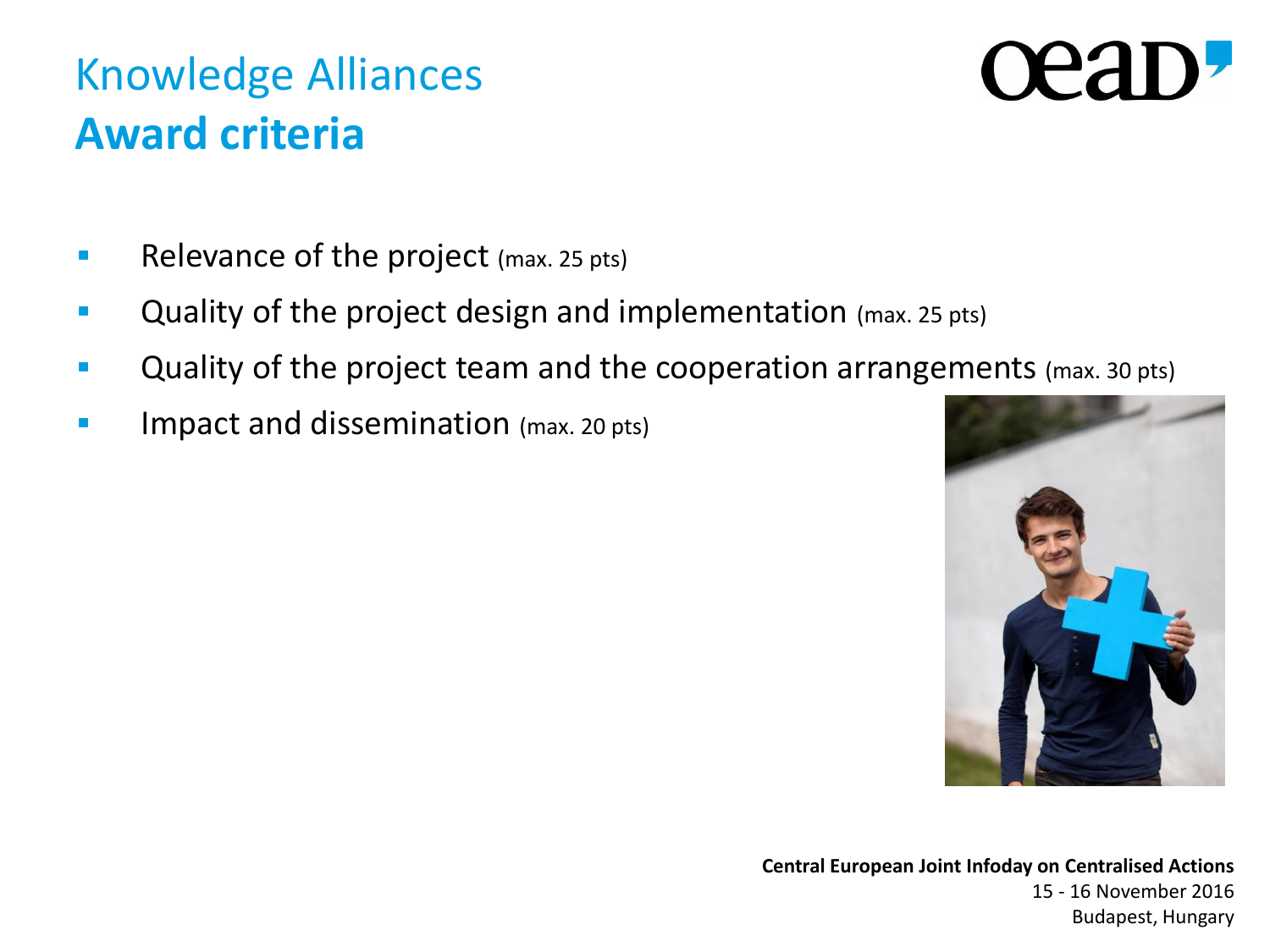# Knowledge Alliances
## Award criteria

- Relevance of the project (max. 25 pts)
- Quality of the project design and implementation (max. 25 pts)
- Quality of the project team and the cooperation arrangements (max. 30 pts)
- Impact and dissemination (max. 20 pts)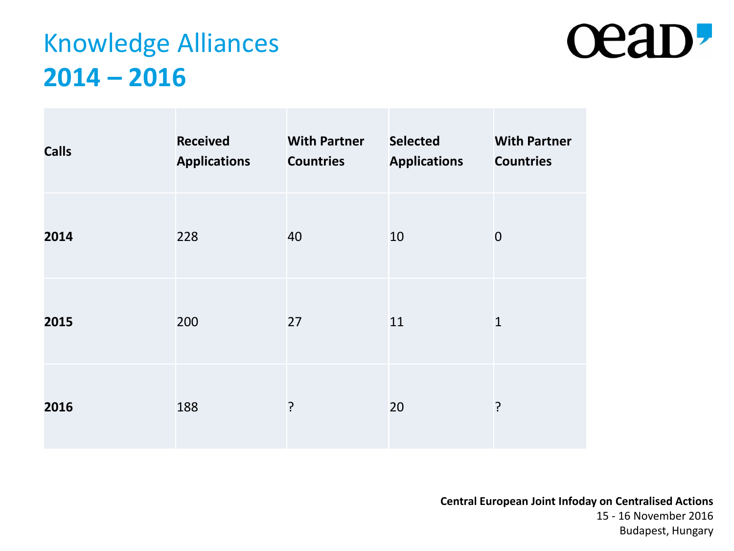# Knowledge Alliances
## **2014 – 2016**

| Calls | Received Applications | With Partner Countries | Selected Applications | With Partner Countries |
|---|---|---|---|---|
| **2014** | 228 | 40 | 10 | 0 |
| **2015** | 200 | 27 | 11 | 1 |
| **2016** | 188 | ? | 20 | ? |

**Central European Joint Infoday on Centralised Actions**
15 - 16 November 2016
Budapest, Hungary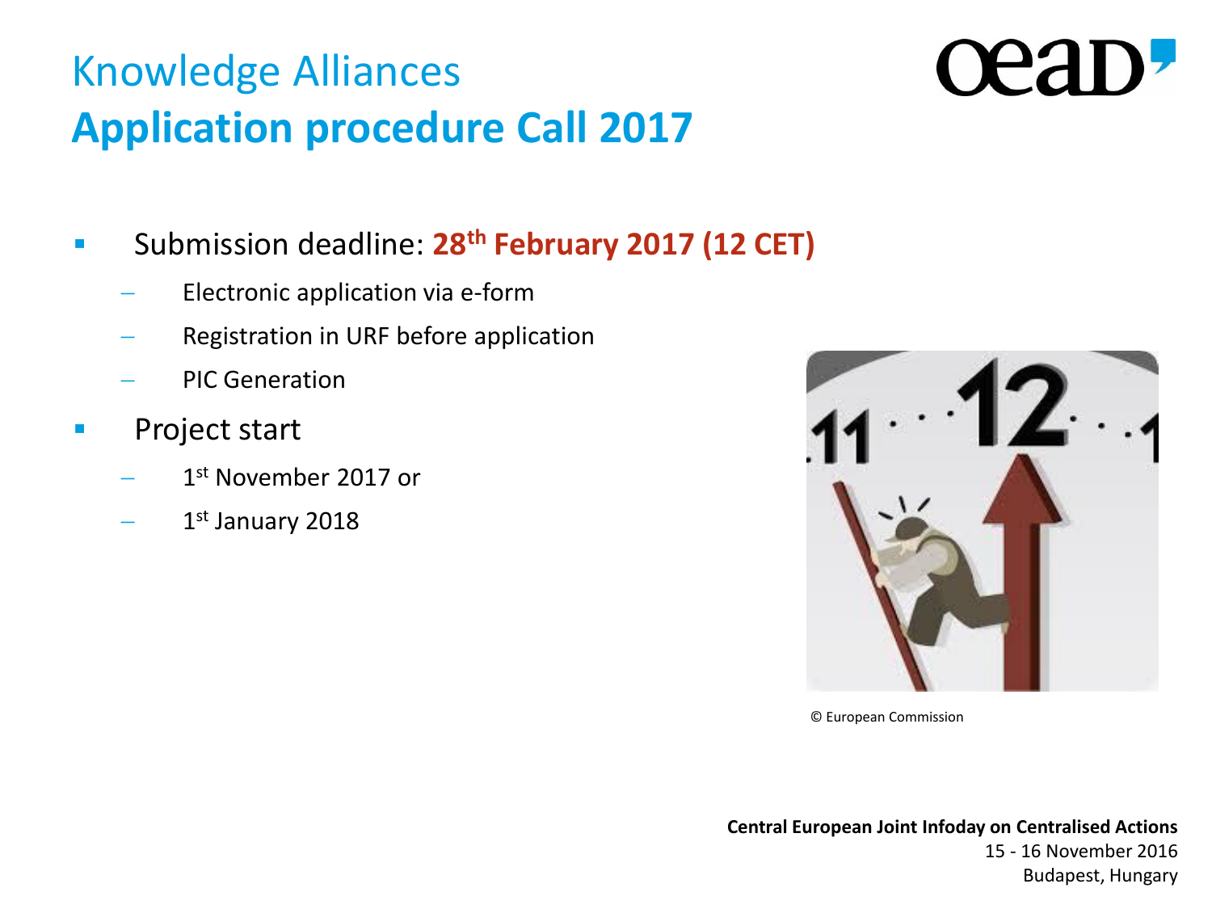# Knowledge Alliances
## Application procedure Call 2017

- Submission deadline: **28th February 2017 (12 CET)**
  - Electronic application via e-form
  - Registration in URF before application
  - PIC Generation
- Project start
  - 1st November 2017 or
  - 1st January 2018

© European Commission

**Central European Joint Infoday on Centralised Actions**
15 - 16 November 2016
Budapest, Hungary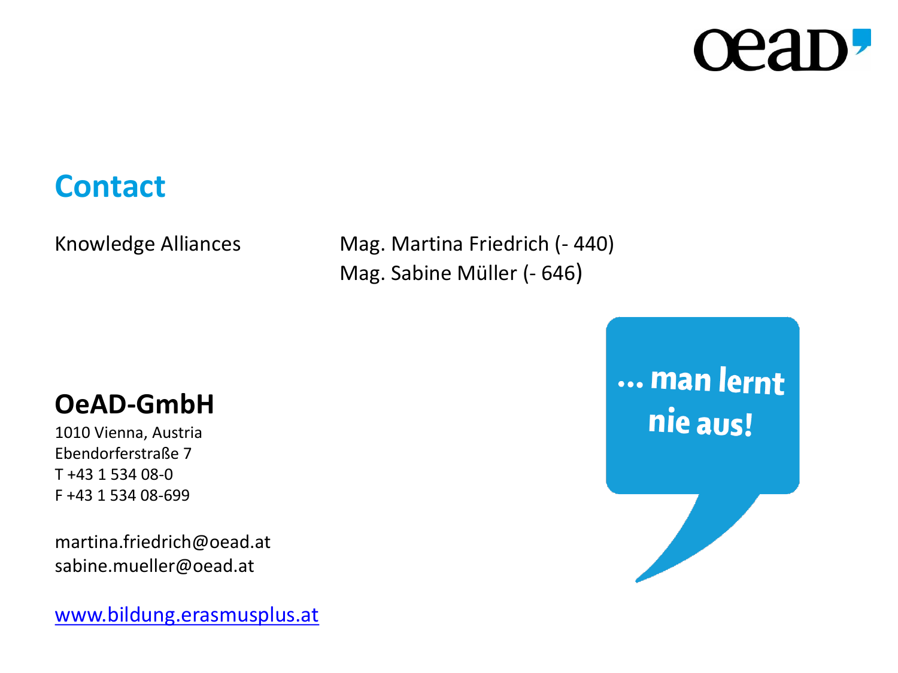# Contact

Knowledge Alliances

Mag. Martina Friedrich (- 440)
Mag. Sabine Müller (- 646)

**OeAD-GmbH**

1010 Vienna, Austria
Ebendorferstraße 7
T +43 1 534 08-0
F +43 1 534 08-699

martina.friedrich@oead.at
sabine.mueller@oead.at

[www.bildung.erasmusplus.at](http://www.bildung.erasmusplus.at)

... man lernt nie aus!